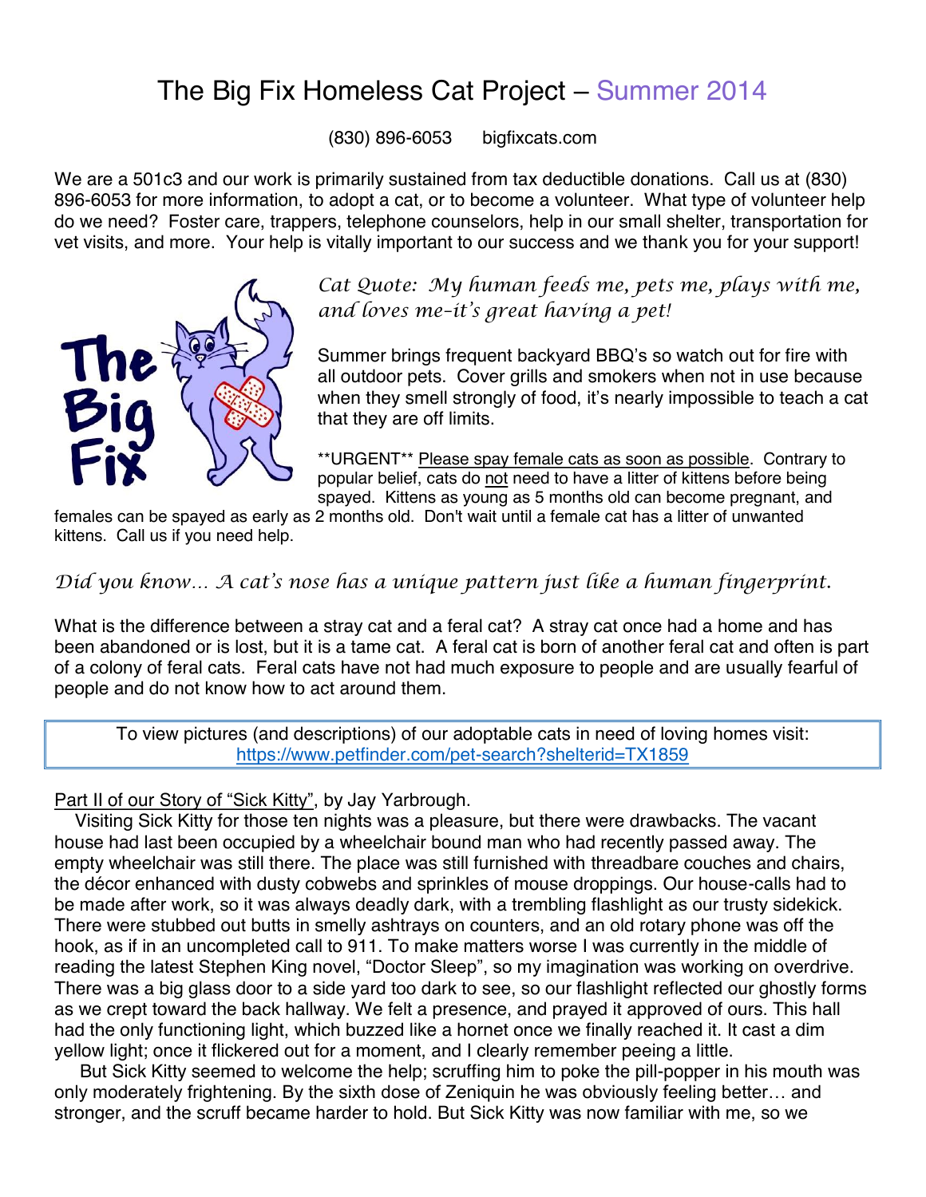# The Big Fix Homeless Cat Project – Summer 2014

(830) 896-6053 bigfixcats.com

We are a 501c3 and our work is primarily sustained from tax deductible donations. Call us at (830) 896-6053 for more information, to adopt a cat, or to become a volunteer. What type of volunteer help do we need? Foster care, trappers, telephone counselors, help in our small shelter, transportation for vet visits, and more. Your help is vitally important to our success and we thank you for your support!

*Cat Quote: My human feeds me, pets me, plays with me, and loves me–it's great having a pet!*

Summer brings frequent backyard BBQ's so watch out for fire with all outdoor pets. Cover grills and smokers when not in use because when they smell strongly of food, it's nearly impossible to teach a cat that they are off limits.

**URGENT** <u>Please spay female cats as soon as possible</u>. Contrary to popular belief, cats do <u>not</u> need to have a litter of kittens before being spayed. Kittens as young as 5 months old can become pregnant, and females can be spayed as early as 2 months old. Don't wait until a female cat has a litter of unwanted kittens. Call us if you need help.

*Did you know… A cat's nose has a unique pattern just like a human fingerprint.*

What is the difference between a stray cat and a feral cat? A stray cat once had a home and has been abandoned or is lost, but it is a tame cat. A feral cat is born of another feral cat and often is part of a colony of feral cats. Feral cats have not had much exposure to people and are usually fearful of people and do not know how to act around them.

> To view pictures (and descriptions) of our adoptable cats in need of loving homes visit:
> https://www.petfinder.com/pet-search?shelterid=TX1859

<u>Part II of our Story of "Sick Kitty"</u>, by Jay Yarbrough.

Visiting Sick Kitty for those ten nights was a pleasure, but there were drawbacks. The vacant house had last been occupied by a wheelchair bound man who had recently passed away. The empty wheelchair was still there. The place was still furnished with threadbare couches and chairs, the décor enhanced with dusty cobwebs and sprinkles of mouse droppings. Our house-calls had to be made after work, so it was always deadly dark, with a trembling flashlight as our trusty sidekick. There were stubbed out butts in smelly ashtrays on counters, and an old rotary phone was off the hook, as if in an uncompleted call to 911. To make matters worse I was currently in the middle of reading the latest Stephen King novel, "Doctor Sleep", so my imagination was working on overdrive. There was a big glass door to a side yard too dark to see, so our flashlight reflected our ghostly forms as we crept toward the back hallway. We felt a presence, and prayed it approved of ours. This hall had the only functioning light, which buzzed like a hornet once we finally reached it. It cast a dim yellow light; once it flickered out for a moment, and I clearly remember peeing a little.

But Sick Kitty seemed to welcome the help; scruffing him to poke the pill-popper in his mouth was only moderately frightening. By the sixth dose of Zeniquin he was obviously feeling better… and stronger, and the scruff became harder to hold. But Sick Kitty was now familiar with me, so we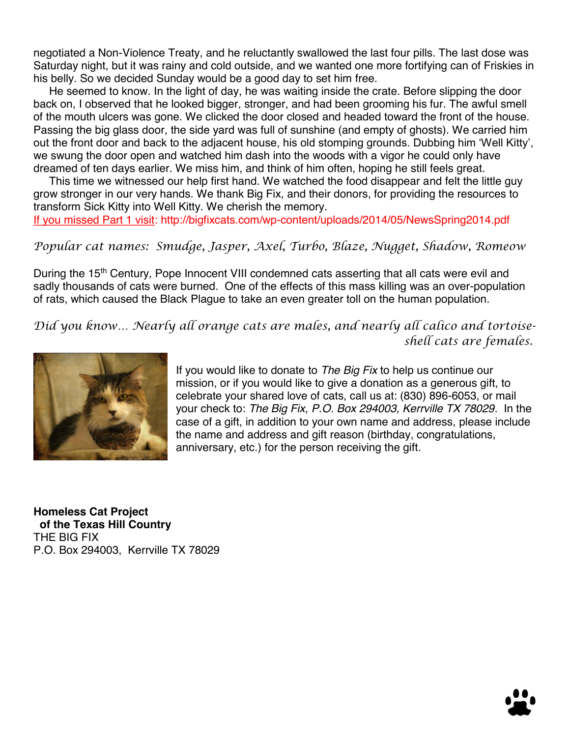negotiated a Non-Violence Treaty, and he reluctantly swallowed the last four pills. The last dose was Saturday night, but it was rainy and cold outside, and we wanted one more fortifying can of Friskies in his belly. So we decided Sunday would be a good day to set him free.

He seemed to know. In the light of day, he was waiting inside the crate. Before slipping the door back on, I observed that he looked bigger, stronger, and had been grooming his fur. The awful smell of the mouth ulcers was gone. We clicked the door closed and headed toward the front of the house. Passing the big glass door, the side yard was full of sunshine (and empty of ghosts). We carried him out the front door and back to the adjacent house, his old stomping grounds. Dubbing him 'Well Kitty', we swung the door open and watched him dash into the woods with a vigor he could only have dreamed of ten days earlier. We miss him, and think of him often, hoping he still feels great.

This time we witnessed our help first hand. We watched the food disappear and felt the little guy grow stronger in our very hands. We thank Big Fix, and their donors, for providing the resources to transform Sick Kitty into Well Kitty. We cherish the memory.

If you missed Part 1 visit: http://bigfixcats.com/wp-content/uploads/2014/05/NewsSpring2014.pdf

*Popular cat names: Smudge, Jasper, Axel, Turbo, Blaze, Nugget, Shadow, Romeow*

During the 15th Century, Pope Innocent VIII condemned cats asserting that all cats were evil and sadly thousands of cats were burned. One of the effects of this mass killing was an over-population of rats, which caused the Black Plague to take an even greater toll on the human population.

*Did you know… Nearly all orange cats are males, and nearly all calico and tortoise-shell cats are females.*

If you would like to donate to *The Big Fix* to help us continue our mission, or if you would like to give a donation as a generous gift, to celebrate your shared love of cats, call us at: (830) 896-6053, or mail your check to: *The Big Fix, P.O. Box 294003, Kerrville TX 78029.* In the case of a gift, in addition to your own name and address, please include the name and address and gift reason (birthday, congratulations, anniversary, etc.) for the person receiving the gift.

**Homeless Cat Project**
**of the Texas Hill Country**
THE BIG FIX
P.O. Box 294003, Kerrville TX 78029